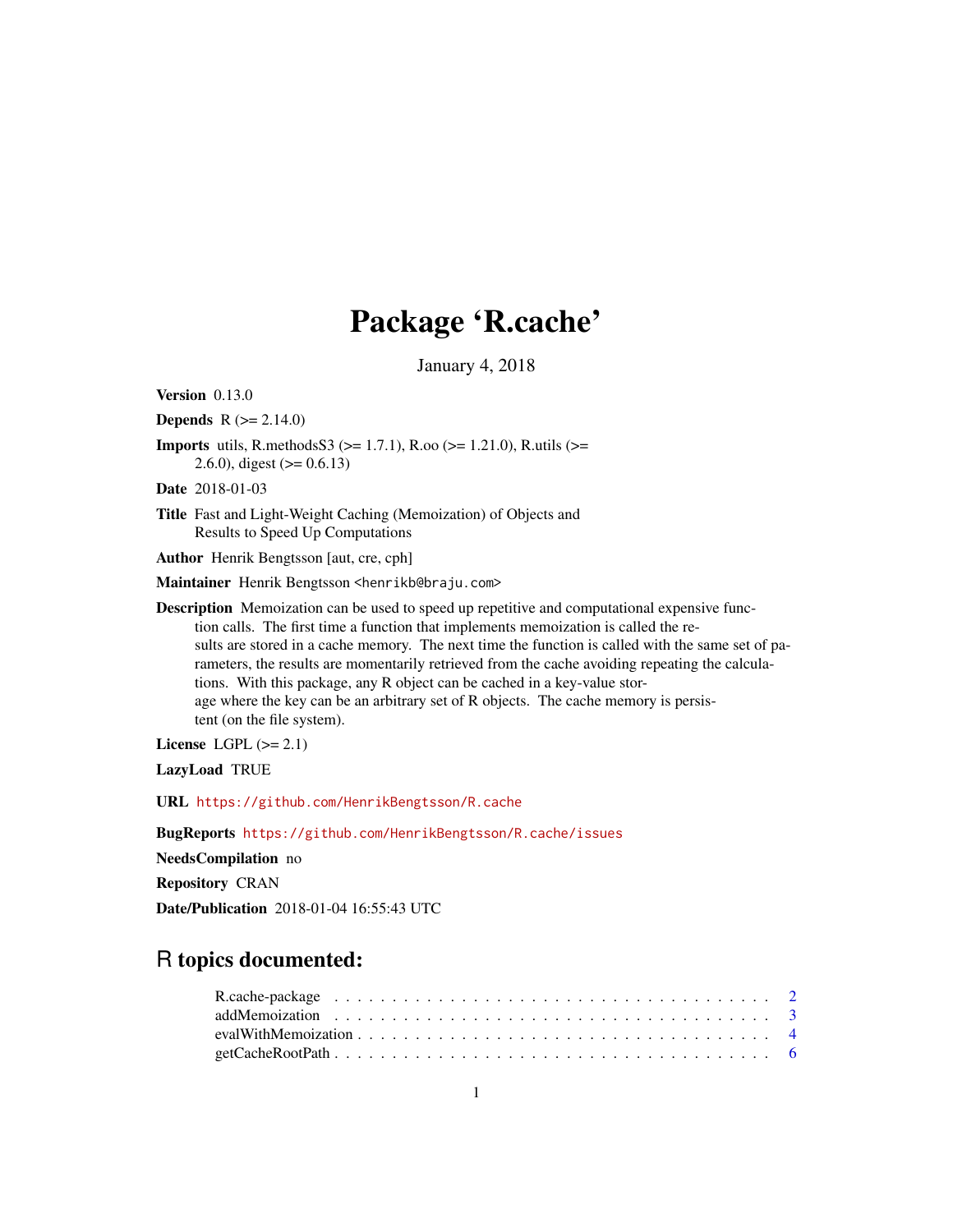# Package 'R.cache'

January 4, 2018

**Version** 0.13.0

**Depends** R (>= 2.14.0)

**Imports** utils, R.methodsS3 (>= 1.7.1), R.oo (>= 1.21.0), R.utils (>= 2.6.0), digest (>= 0.6.13)

**Date** 2018-01-03

**Title** Fast and Light-Weight Caching (Memoization) of Objects and Results to Speed Up Computations

**Author** Henrik Bengtsson [aut, cre, cph]

**Maintainer** Henrik Bengtsson <henrikb@braju.com>

**Description** Memoization can be used to speed up repetitive and computational expensive function calls. The first time a function that implements memoization is called the results are stored in a cache memory. The next time the function is called with the same set of parameters, the results are momentarily retrieved from the cache avoiding repeating the calculations. With this package, any R object can be cached in a key-value storage where the key can be an arbitrary set of R objects. The cache memory is persistent (on the file system).

**License** LGPL (>= 2.1)

**LazyLoad** TRUE

**URL** https://github.com/HenrikBengtsson/R.cache

**BugReports** https://github.com/HenrikBengtsson/R.cache/issues

**NeedsCompilation** no

**Repository** CRAN

**Date/Publication** 2018-01-04 16:55:43 UTC

## R topics documented:

R.cache-package . . . . . . . . . . . . . . . . . . . . . . . . . . . . . . . . . . . . . . 2
addMemoization . . . . . . . . . . . . . . . . . . . . . . . . . . . . . . . . . . . . . . 3
evalWithMemoization . . . . . . . . . . . . . . . . . . . . . . . . . . . . . . . . . . . 4
getCacheRootPath . . . . . . . . . . . . . . . . . . . . . . . . . . . . . . . . . . . . . 6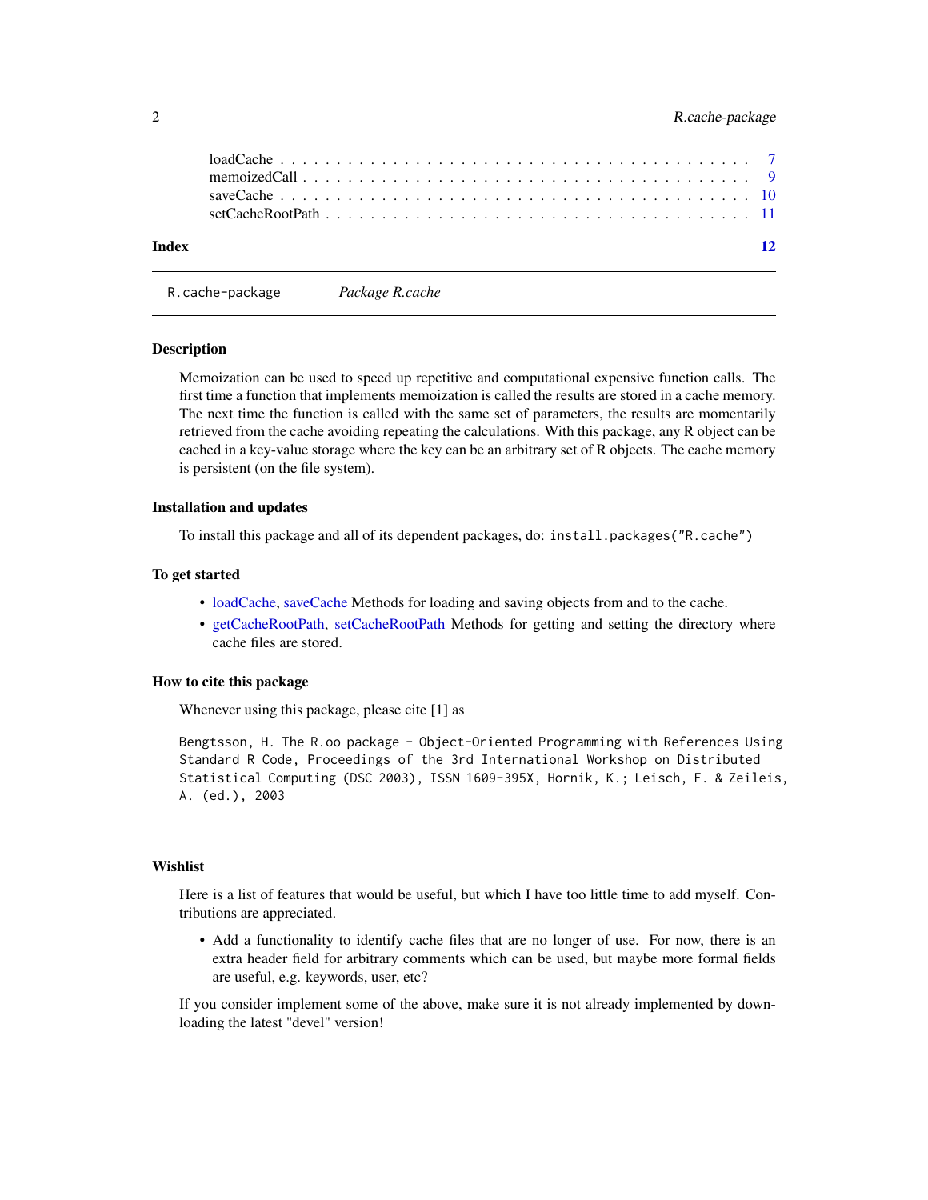loadCache . . . . . . . . . . . . . . . . . . . . . . . . . . . . . . . . . . . . . . . . 7
memoizedCall . . . . . . . . . . . . . . . . . . . . . . . . . . . . . . . . . . . . . . 9
saveCache . . . . . . . . . . . . . . . . . . . . . . . . . . . . . . . . . . . . . . . . 10
setCacheRootPath . . . . . . . . . . . . . . . . . . . . . . . . . . . . . . . . . . . . 11

**Index** **12**

---

`R.cache-package` *Package R.cache*

---

### Description

Memoization can be used to speed up repetitive and computational expensive function calls. The first time a function that implements memoization is called the results are stored in a cache memory. The next time the function is called with the same set of parameters, the results are momentarily retrieved from the cache avoiding repeating the calculations. With this package, any R object can be cached in a key-value storage where the key can be an arbitrary set of R objects. The cache memory is persistent (on the file system).

### Installation and updates

To install this package and all of its dependent packages, do: `install.packages("R.cache")`

### To get started

- loadCache, saveCache Methods for loading and saving objects from and to the cache.
- getCacheRootPath, setCacheRootPath Methods for getting and setting the directory where cache files are stored.

### How to cite this package

Whenever using this package, please cite [1] as

```
Bengtsson, H. The R.oo package - Object-Oriented Programming with References Using
Standard R Code, Proceedings of the 3rd International Workshop on Distributed
Statistical Computing (DSC 2003), ISSN 1609-395X, Hornik, K.; Leisch, F. & Zeileis,
A. (ed.), 2003
```

### Wishlist

Here is a list of features that would be useful, but which I have too little time to add myself. Contributions are appreciated.

- Add a functionality to identify cache files that are no longer of use. For now, there is an extra header field for arbitrary comments which can be used, but maybe more formal fields are useful, e.g. keywords, user, etc?

If you consider implement some of the above, make sure it is not already implemented by downloading the latest "devel" version!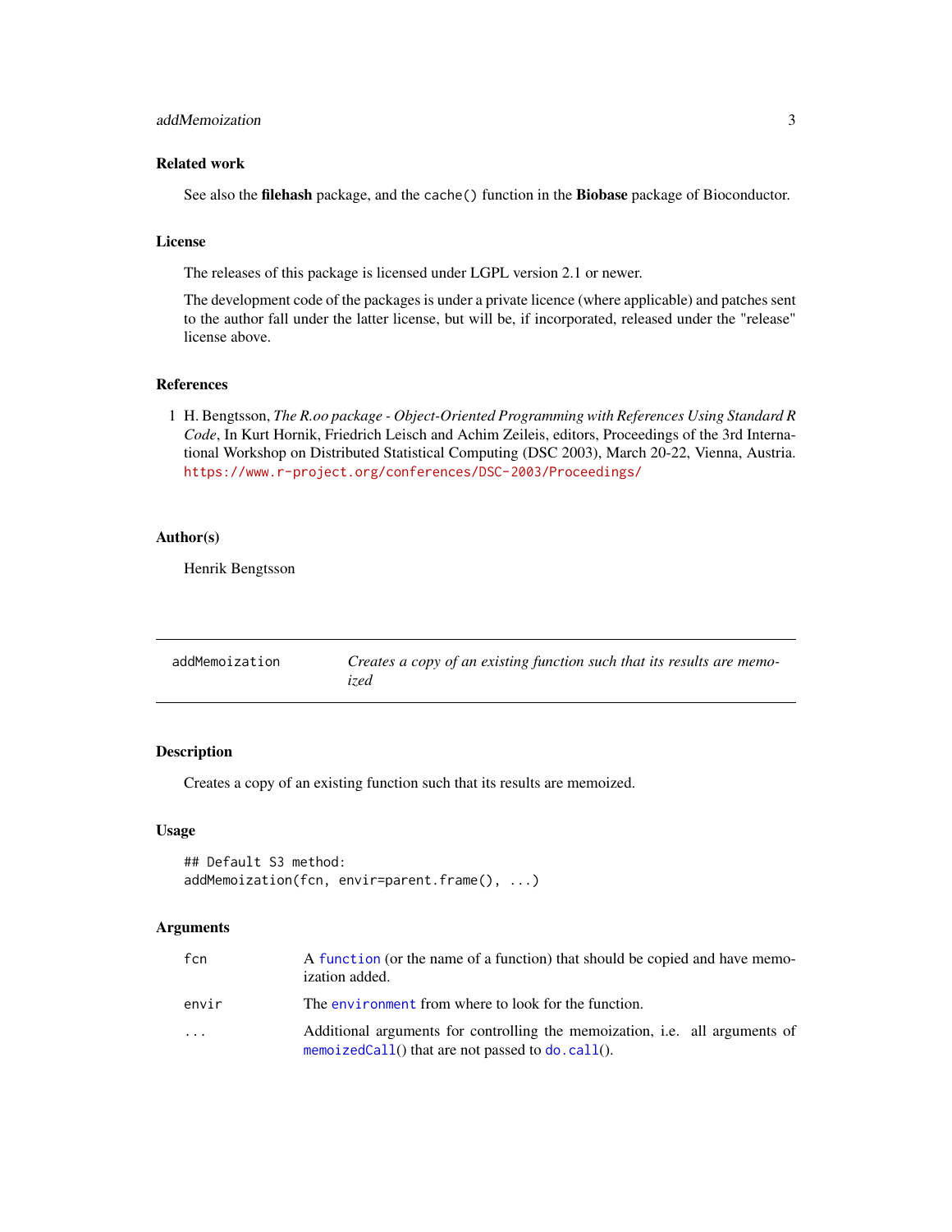## Related work

See also the **filehash** package, and the `cache()` function in the **Biobase** package of Bioconductor.

## License

The releases of this package is licensed under LGPL version 2.1 or newer.

The development code of the packages is under a private licence (where applicable) and patches sent to the author fall under the latter license, but will be, if incorporated, released under the "release" license above.

## References

1. H. Bengtsson, *The R.oo package - Object-Oriented Programming with References Using Standard R Code*, In Kurt Hornik, Friedrich Leisch and Achim Zeileis, editors, Proceedings of the 3rd International Workshop on Distributed Statistical Computing (DSC 2003), March 20-22, Vienna, Austria. https://www.r-project.org/conferences/DSC-2003/Proceedings/

## Author(s)

Henrik Bengtsson

---

# addMemoization — *Creates a copy of an existing function such that its results are memoized*

---

## Description

Creates a copy of an existing function such that its results are memoized.

## Usage

```
## Default S3 method:
addMemoization(fcn, envir=parent.frame(), ...)
```

## Arguments

| | |
|---|---|
| `fcn` | A `function` (or the name of a function) that should be copied and have memoization added. |
| `envir` | The `environment` from where to look for the function. |
| `...` | Additional arguments for controlling the memoization, i.e. all arguments of `memoizedCall`() that are not passed to `do.call`(). |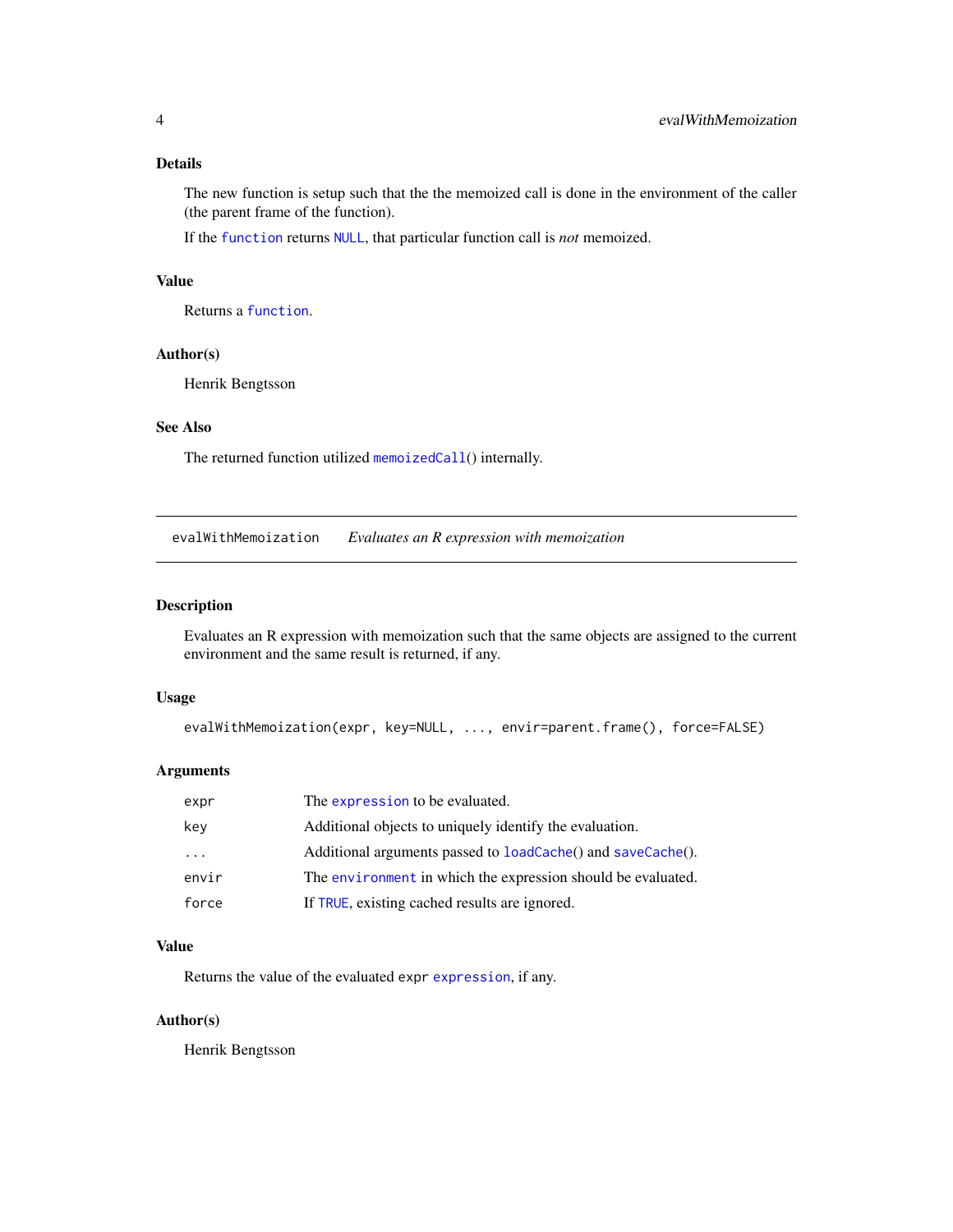### Details

The new function is setup such that the the memoized call is done in the environment of the caller (the parent frame of the function).

If the `function` returns `NULL`, that particular function call is *not* memoized.

### Value

Returns a `function`.

### Author(s)

Henrik Bengtsson

### See Also

The returned function utilized `memoizedCall()` internally.

---

## evalWithMemoization — *Evaluates an R expression with memoization*

### Description

Evaluates an R expression with memoization such that the same objects are assigned to the current environment and the same result is returned, if any.

### Usage

```
evalWithMemoization(expr, key=NULL, ..., envir=parent.frame(), force=FALSE)
```

### Arguments

| | |
|---|---|
| `expr` | The `expression` to be evaluated. |
| `key` | Additional objects to uniquely identify the evaluation. |
| `...` | Additional arguments passed to `loadCache()` and `saveCache()`. |
| `envir` | The `environment` in which the expression should be evaluated. |
| `force` | If `TRUE`, existing cached results are ignored. |

### Value

Returns the value of the evaluated `expr` `expression`, if any.

### Author(s)

Henrik Bengtsson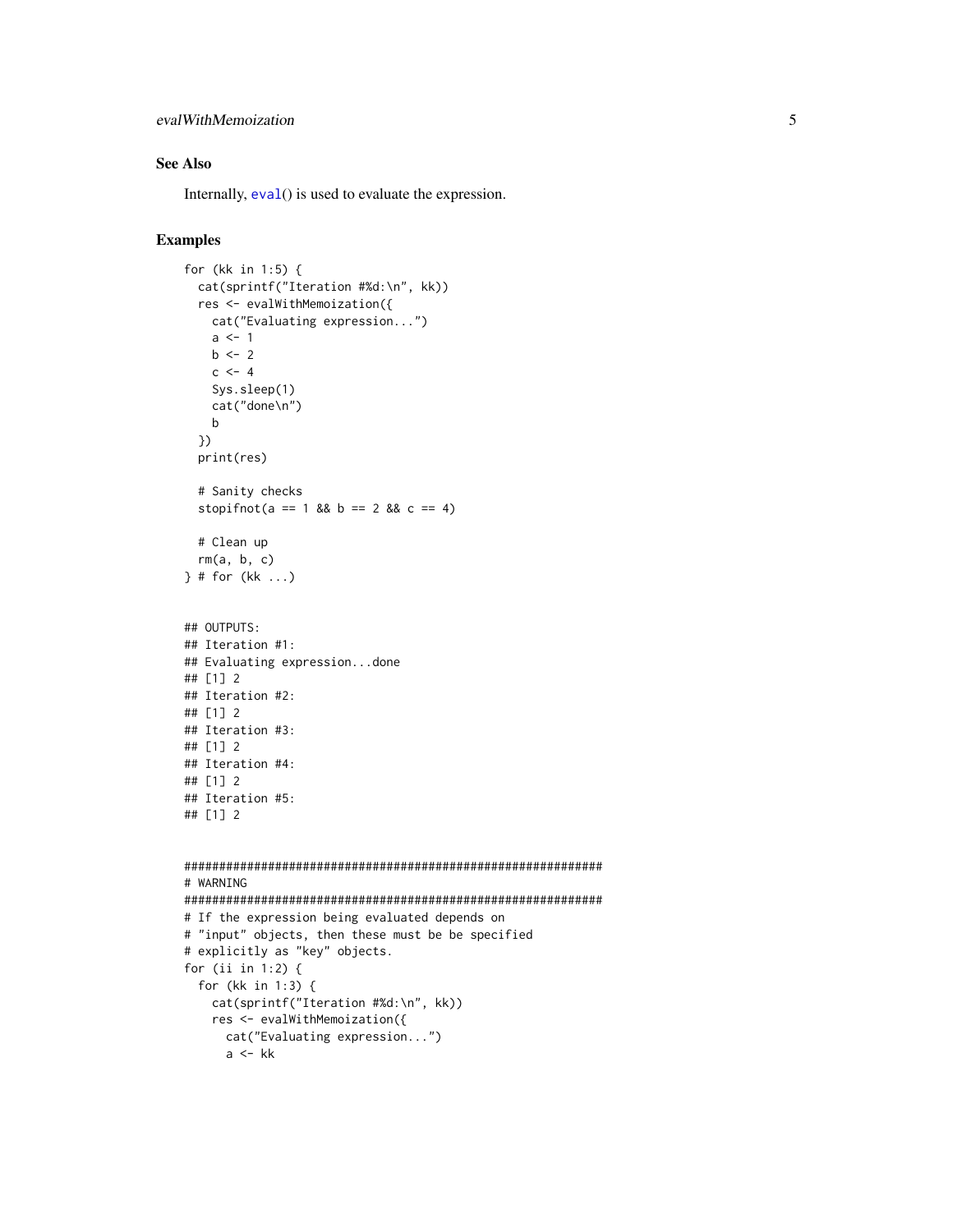### See Also

Internally, eval() is used to evaluate the expression.

### Examples

```
for (kk in 1:5) {
  cat(sprintf("Iteration #%d:\n", kk))
  res <- evalWithMemoization({
    cat("Evaluating expression...")
    a <- 1
    b <- 2
    c <- 4
    Sys.sleep(1)
    cat("done\n")
    b
  })
  print(res)

  # Sanity checks
  stopifnot(a == 1 && b == 2 && c == 4)

  # Clean up
  rm(a, b, c)
} # for (kk ...)


## OUTPUTS:
## Iteration #1:
## Evaluating expression...done
## [1] 2
## Iteration #2:
## [1] 2
## Iteration #3:
## [1] 2
## Iteration #4:
## [1] 2
## Iteration #5:
## [1] 2


############################################################
# WARNING
############################################################
# If the expression being evaluated depends on
# "input" objects, then these must be be specified
# explicitly as "key" objects.
for (ii in 1:2) {
  for (kk in 1:3) {
    cat(sprintf("Iteration #%d:\n", kk))
    res <- evalWithMemoization({
      cat("Evaluating expression...")
      a <- kk
```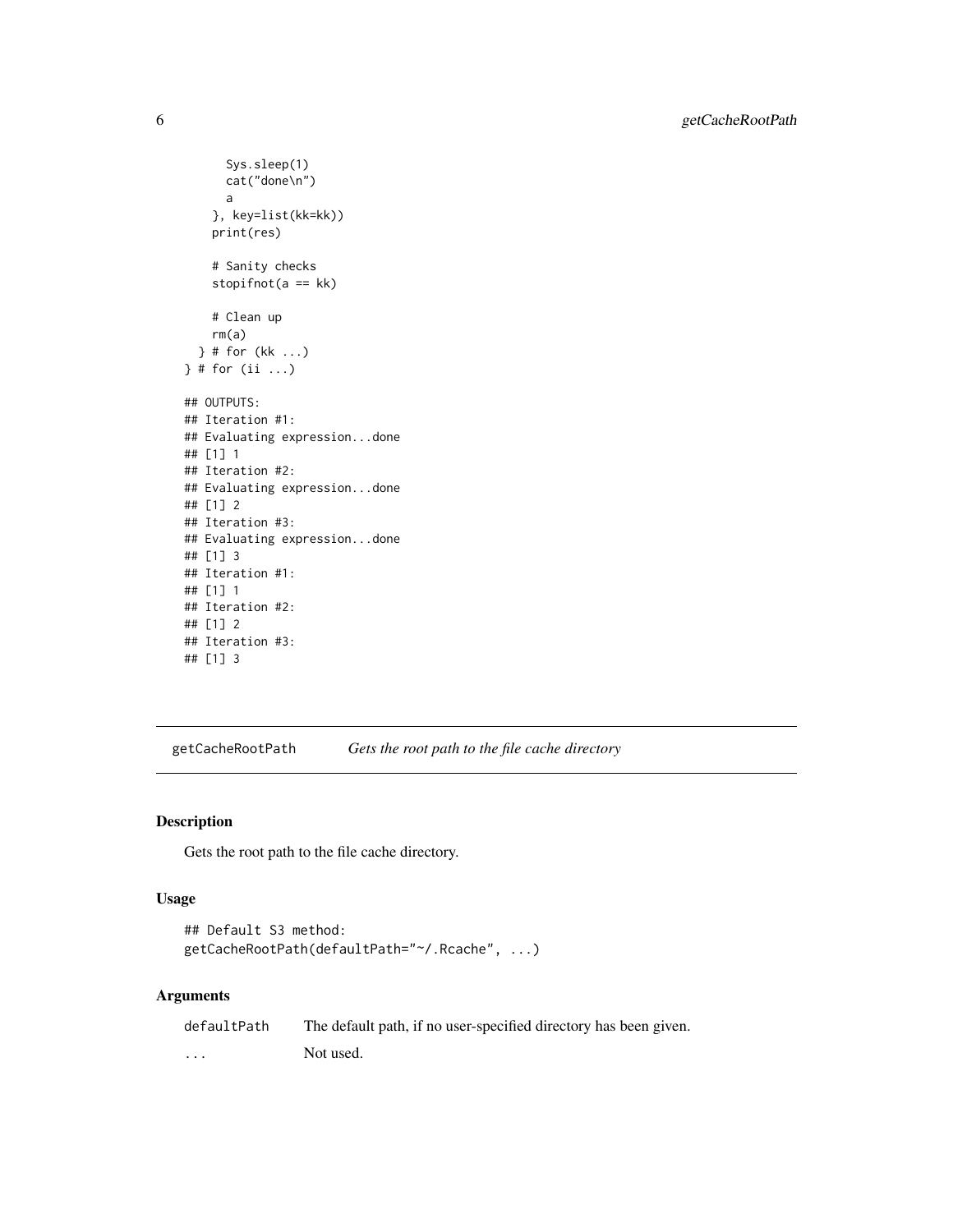```
    Sys.sleep(1)
    cat("done\n")
    a
  }, key=list(kk=kk))
  print(res)

  # Sanity checks
  stopifnot(a == kk)

  # Clean up
  rm(a)
 } # for (kk ...)
} # for (ii ...)

## OUTPUTS:
## Iteration #1:
## Evaluating expression...done
## [1] 1
## Iteration #2:
## Evaluating expression...done
## [1] 2
## Iteration #3:
## Evaluating expression...done
## [1] 3
## Iteration #1:
## [1] 1
## Iteration #2:
## [1] 2
## Iteration #3:
## [1] 3
```

## getCacheRootPath *Gets the root path to the file cache directory*

### Description

Gets the root path to the file cache directory.

### Usage

```
## Default S3 method:
getCacheRootPath(defaultPath="~/.Rcache", ...)
```

### Arguments

| | |
|---|---|
| defaultPath | The default path, if no user-specified directory has been given. |
| ... | Not used. |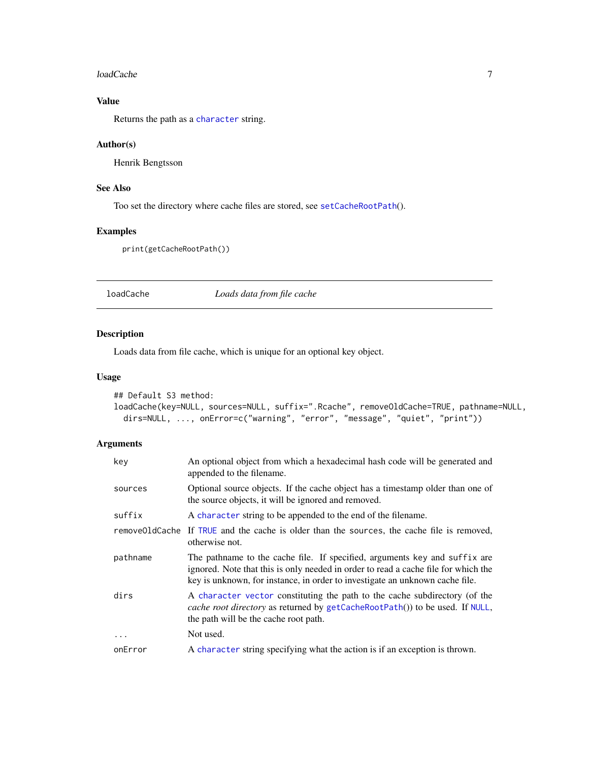### Value

Returns the path as a character string.

### Author(s)

Henrik Bengtsson

### See Also

Too set the directory where cache files are stored, see setCacheRootPath().

### Examples

```
print(getCacheRootPath())
```

---

## loadCache — *Loads data from file cache*

---

### Description

Loads data from file cache, which is unique for an optional key object.

### Usage

```
## Default S3 method:
loadCache(key=NULL, sources=NULL, suffix=".Rcache", removeOldCache=TRUE, pathname=NULL,
  dirs=NULL, ..., onError=c("warning", "error", "message", "quiet", "print"))
```

### Arguments

| | |
|---|---|
| `key` | An optional object from which a hexadecimal hash code will be generated and appended to the filename. |
| `sources` | Optional source objects. If the cache object has a timestamp older than one of the source objects, it will be ignored and removed. |
| `suffix` | A character string to be appended to the end of the filename. |
| `removeOldCache` | If TRUE and the cache is older than the `sources`, the cache file is removed, otherwise not. |
| `pathname` | The pathname to the cache file. If specified, arguments `key` and `suffix` are ignored. Note that this is only needed in order to read a cache file for which the key is unknown, for instance, in order to investigate an unknown cache file. |
| `dirs` | A character vector constituting the path to the cache subdirectory (of the *cache root directory* as returned by getCacheRootPath()) to be used. If NULL, the path will be the cache root path. |
| `...` | Not used. |
| `onError` | A character string specifying what the action is if an exception is thrown. |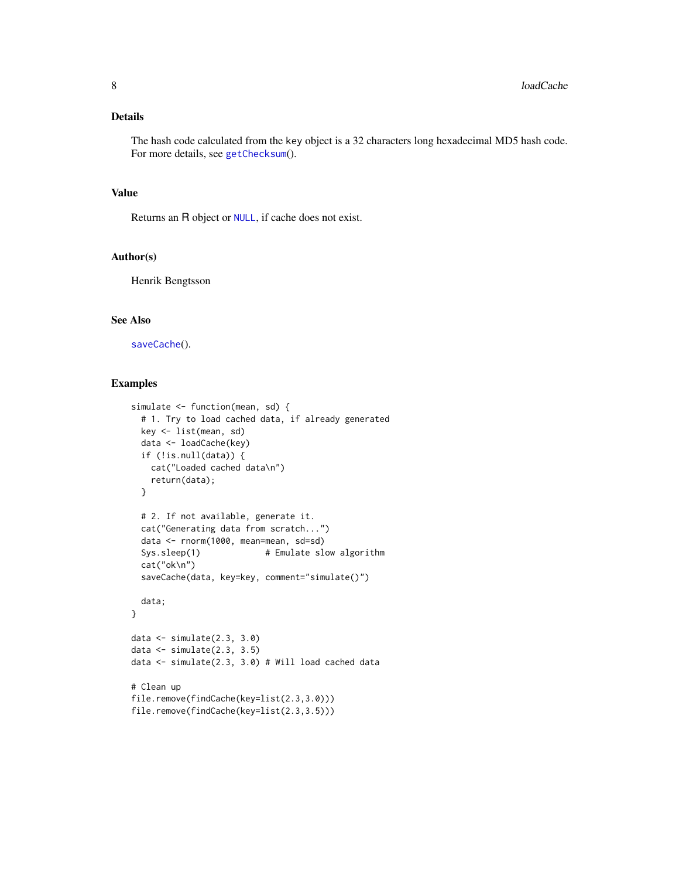## Details

The hash code calculated from the key object is a 32 characters long hexadecimal MD5 hash code. For more details, see getChecksum().

## Value

Returns an R object or NULL, if cache does not exist.

## Author(s)

Henrik Bengtsson

## See Also

saveCache().

## Examples

```
simulate <- function(mean, sd) {
  # 1. Try to load cached data, if already generated
  key <- list(mean, sd)
  data <- loadCache(key)
  if (!is.null(data)) {
    cat("Loaded cached data\n")
    return(data);
  }

  # 2. If not available, generate it.
  cat("Generating data from scratch...")
  data <- rnorm(1000, mean=mean, sd=sd)
  Sys.sleep(1)             # Emulate slow algorithm
  cat("ok\n")
  saveCache(data, key=key, comment="simulate()")

  data;
}

data <- simulate(2.3, 3.0)
data <- simulate(2.3, 3.5)
data <- simulate(2.3, 3.0) # Will load cached data

# Clean up
file.remove(findCache(key=list(2.3,3.0)))
file.remove(findCache(key=list(2.3,3.5)))
```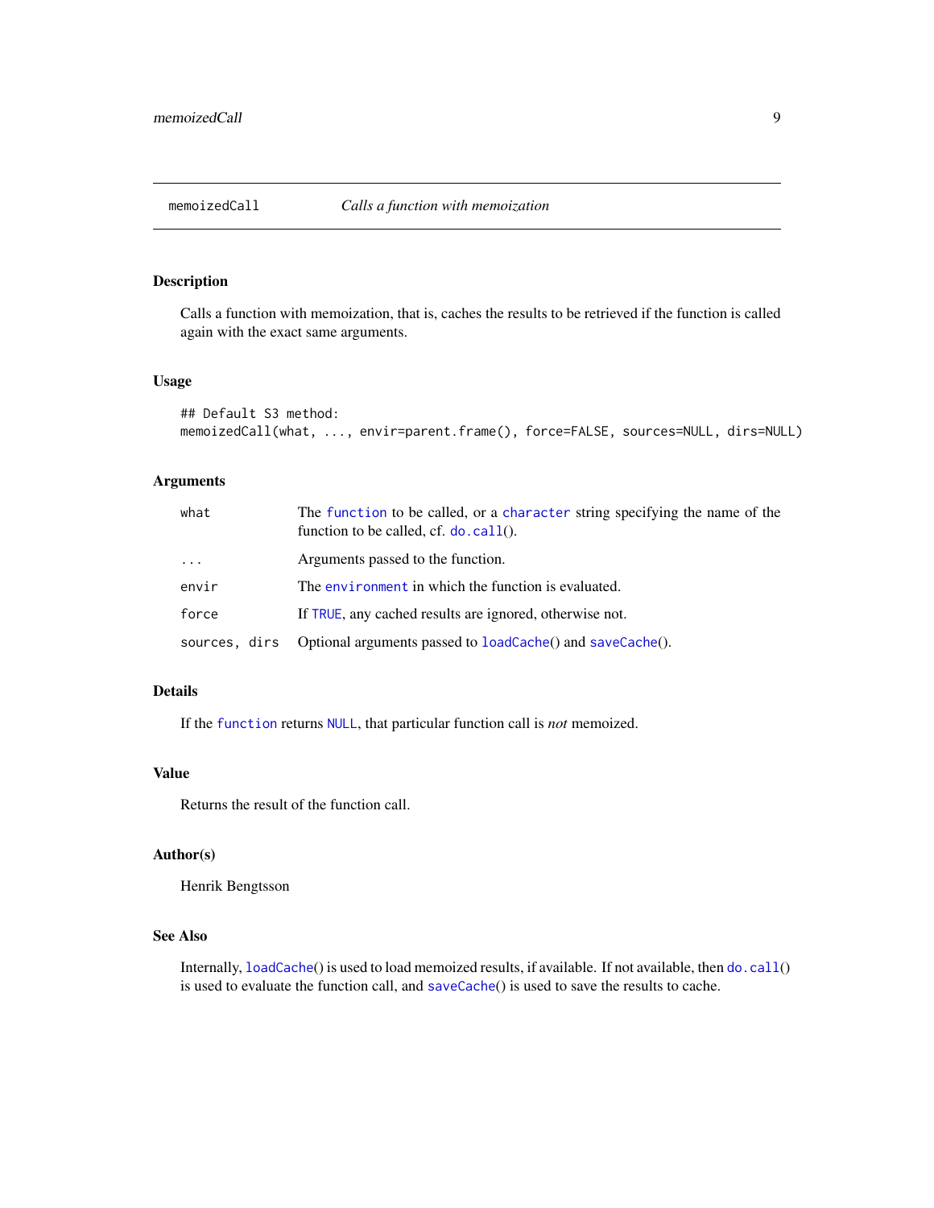## memoizedCall — *Calls a function with memoization*

### Description

Calls a function with memoization, that is, caches the results to be retrieved if the function is called again with the exact same arguments.

### Usage

```
## Default S3 method:
memoizedCall(what, ..., envir=parent.frame(), force=FALSE, sources=NULL, dirs=NULL)
```

### Arguments

| | |
|---|---|
| `what` | The `function` to be called, or a `character` string specifying the name of the function to be called, cf. `do.call`(). |
| `...` | Arguments passed to the function. |
| `envir` | The `environment` in which the function is evaluated. |
| `force` | If `TRUE`, any cached results are ignored, otherwise not. |
| `sources, dirs` | Optional arguments passed to `loadCache`() and `saveCache`(). |

### Details

If the `function` returns `NULL`, that particular function call is *not* memoized.

### Value

Returns the result of the function call.

### Author(s)

Henrik Bengtsson

### See Also

Internally, `loadCache`() is used to load memoized results, if available. If not available, then `do.call`() is used to evaluate the function call, and `saveCache`() is used to save the results to cache.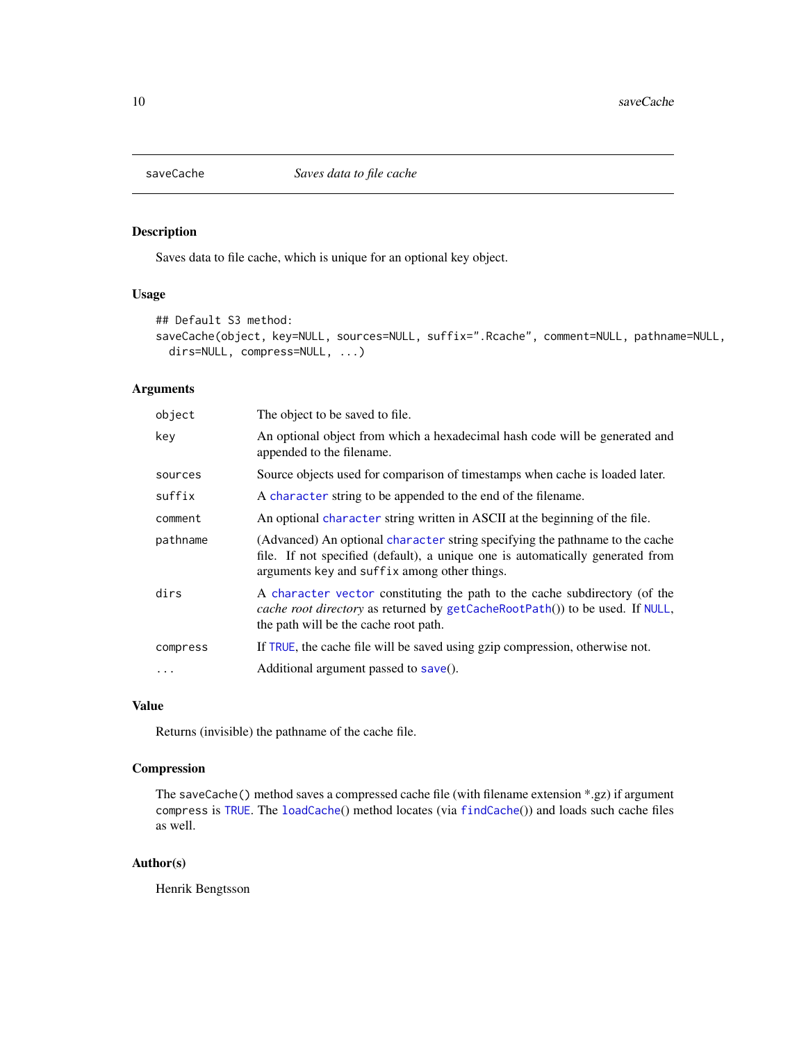# saveCache — *Saves data to file cache*

## Description

Saves data to file cache, which is unique for an optional key object.

## Usage

```
## Default S3 method:
saveCache(object, key=NULL, sources=NULL, suffix=".Rcache", comment=NULL, pathname=NULL,
  dirs=NULL, compress=NULL, ...)
```

## Arguments

| | |
|---|---|
| `object` | The object to be saved to file. |
| `key` | An optional object from which a hexadecimal hash code will be generated and appended to the filename. |
| `sources` | Source objects used for comparison of timestamps when cache is loaded later. |
| `suffix` | A `character` string to be appended to the end of the filename. |
| `comment` | An optional `character` string written in ASCII at the beginning of the file. |
| `pathname` | (Advanced) An optional `character` string specifying the pathname to the cache file. If not specified (default), a unique one is automatically generated from arguments `key` and `suffix` among other things. |
| `dirs` | A `character` `vector` constituting the path to the cache subdirectory (of the *cache root directory* as returned by `getCacheRootPath`()) to be used. If `NULL`, the path will be the cache root path. |
| `compress` | If `TRUE`, the cache file will be saved using gzip compression, otherwise not. |
| `...` | Additional argument passed to `save`(). |

## Value

Returns (invisible) the pathname of the cache file.

## Compression

The `saveCache()` method saves a compressed cache file (with filename extension *.gz) if argument `compress` is `TRUE`. The `loadCache`() method locates (via `findCache`()) and loads such cache files as well.

## Author(s)

Henrik Bengtsson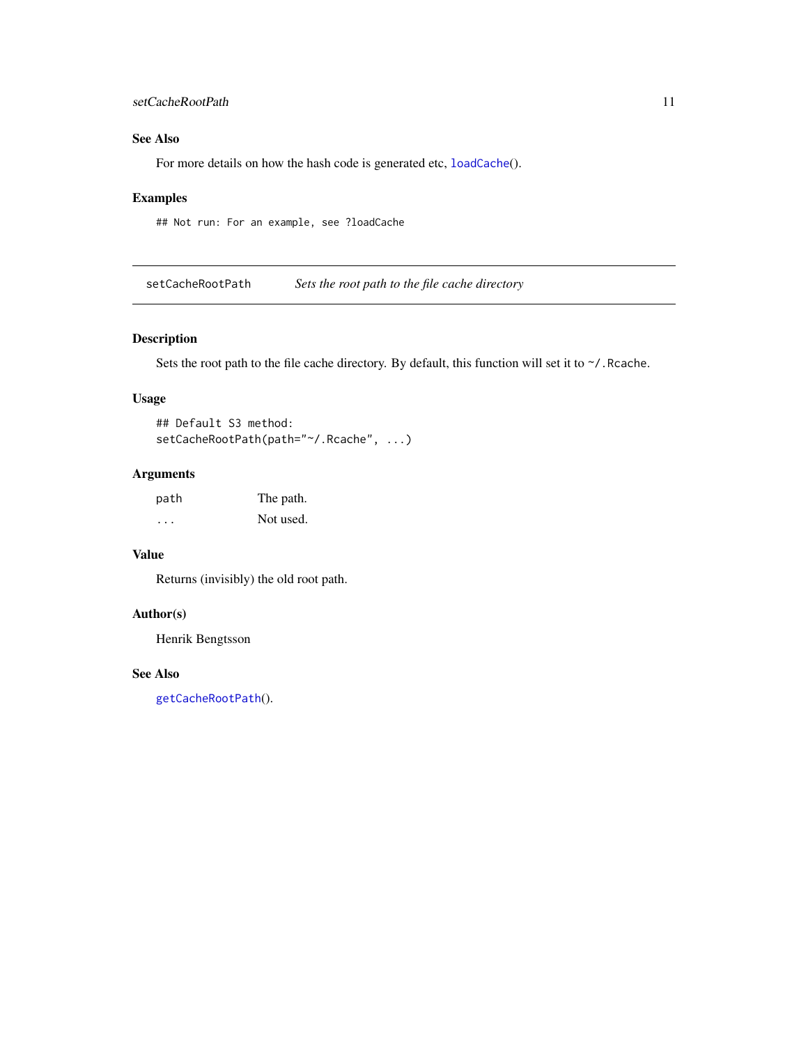### See Also

For more details on how the hash code is generated etc, `loadCache()`.

### Examples

```
## Not run: For an example, see ?loadCache
```

---

## setCacheRootPath — *Sets the root path to the file cache directory*

---

### Description

Sets the root path to the file cache directory. By default, this function will set it to `~/.Rcache`.

### Usage

```
## Default S3 method:
setCacheRootPath(path="~/.Rcache", ...)
```

### Arguments

| | |
|---|---|
| `path` | The path. |
| `...` | Not used. |

### Value

Returns (invisibly) the old root path.

### Author(s)

Henrik Bengtsson

### See Also

`getCacheRootPath()`.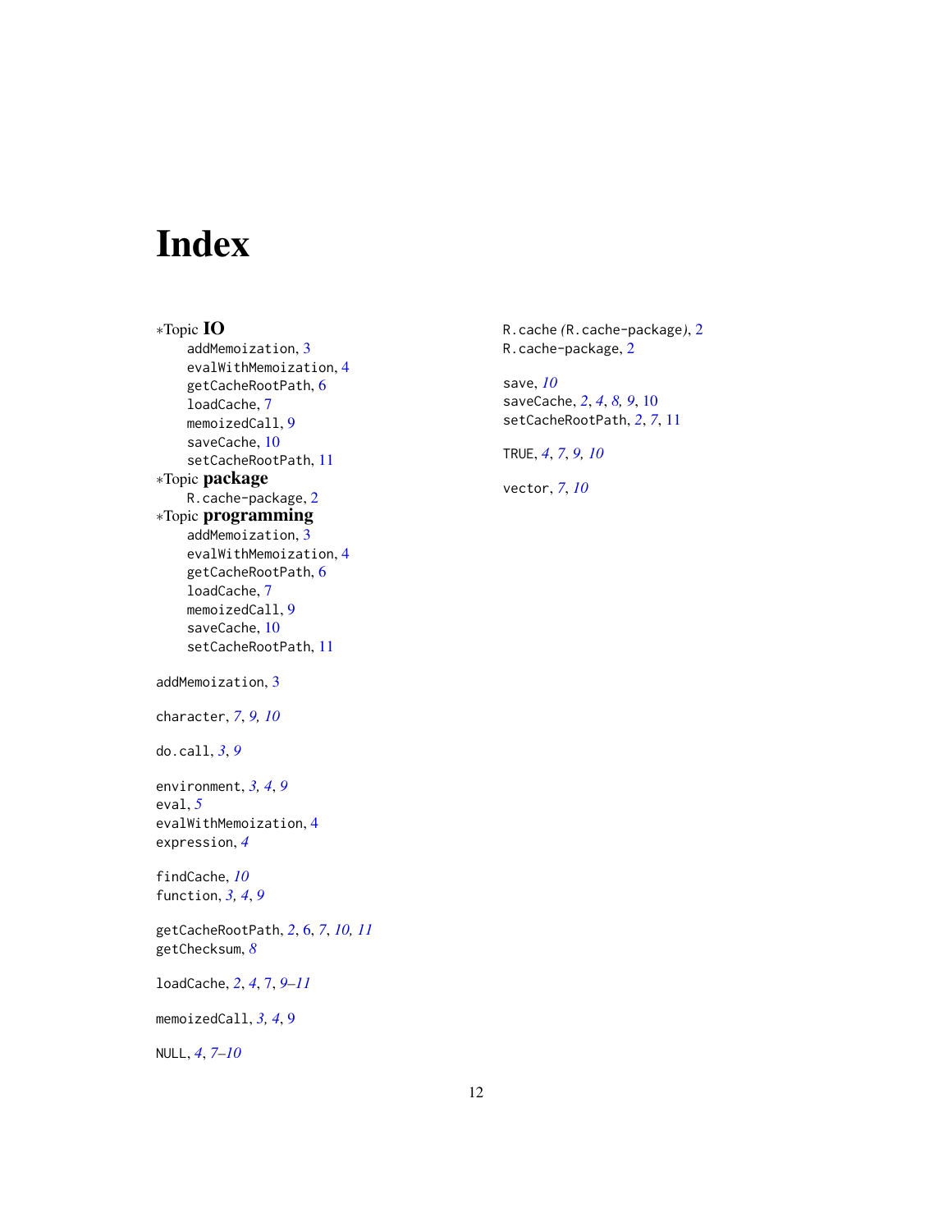# Index

∗Topic **IO**

- addMemoization, 3
- evalWithMemoization, 4
- getCacheRootPath, 6
- loadCache, 7
- memoizedCall, 9
- saveCache, 10
- setCacheRootPath, 11

∗Topic **package**

- R.cache-package, 2

∗Topic **programming**

- addMemoization, 3
- evalWithMemoization, 4
- getCacheRootPath, 6
- loadCache, 7
- memoizedCall, 9
- saveCache, 10
- setCacheRootPath, 11

addMemoization, 3

character, *7*, *9, 10*

do.call, *3*, *9*

environment, *3, 4*, *9*
eval, *5*
evalWithMemoization, 4
expression, *4*

findCache, *10*
function, *3, 4*, *9*

getCacheRootPath, *2*, 6, *7*, *10, 11*
getChecksum, *8*

loadCache, *2*, *4*, 7, *9–11*

memoizedCall, *3, 4*, 9

NULL, *4*, *7–10*

R.cache *(*R.cache-package*)*, 2
R.cache-package, 2

save, *10*
saveCache, *2*, *4*, *8, 9*, 10
setCacheRootPath, *2*, *7*, 11

TRUE, *4*, *7*, *9, 10*

vector, *7*, *10*